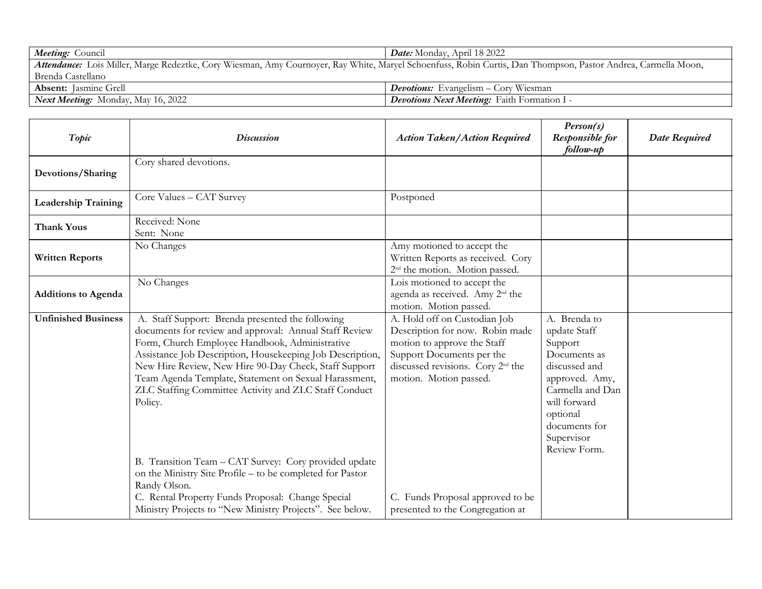| ***Meeting:*** Council | ***Date:*** Monday, April 18, 2022 |
|---|---|
| ***Attendance:*** Lois Miller, Marge Redeztke, Cory Wiesman, Amy Cournoyer, Ray White, Maryel Schoenfuss, Robin Curtis, Dan Thompson, Pastor Andrea, Carmella Moon, Brenda Castellano | |
| **Absent:** Jasmine Grell | ***Devotions:*** Evangelism – Cory Wiesman |
| ***Next Meeting:*** Monday, May 16, 2022 | ***Devotions Next Meeting:*** Faith Formation I - |

| *Topic* | *Discussion* | *Action Taken/Action Required* | *Person(s) Responsible for follow-up* | *Date Required* |
|---|---|---|---|---|
| **Devotions/Sharing** | Cory shared devotions. | | | |
| **Leadership Training** | Core Values – CAT Survey | Postponed | | |
| **Thank Yous** | Received: None<br>Sent: None | | | |
| **Written Reports** | No Changes | Amy motioned to accept the Written Reports as received. Cory 2nd the motion. Motion passed. | | |
| **Additions to Agenda** | No Changes | Lois motioned to accept the agenda as received. Amy 2nd the motion. Motion passed. | | |
| **Unfinished Business** | A. Staff Support: Brenda presented the following documents for review and approval: Annual Staff Review Form, Church Employee Handbook, Administrative Assistance Job Description, Housekeeping Job Description, New Hire Review, New Hire 90-Day Check, Staff Support Team Agenda Template, Statement on Sexual Harassment, ZLC Staffing Committee Activity and ZLC Staff Conduct Policy.<br><br>B. Transition Team – CAT Survey: Cory provided update on the Ministry Site Profile – to be completed for Pastor Randy Olson.<br>C. Rental Property Funds Proposal: Change Special Ministry Projects to "New Ministry Projects". See below. | A. Hold off on Custodian Job Description for now. Robin made motion to approve the Staff Support Documents per the discussed revisions. Cory 2nd the motion. Motion passed.<br><br>C. Funds Proposal approved to be presented to the Congregation at | A. Brenda to update Staff Support Documents as discussed and approved. Amy, Carmella and Dan will forward optional documents for Supervisor Review Form. | |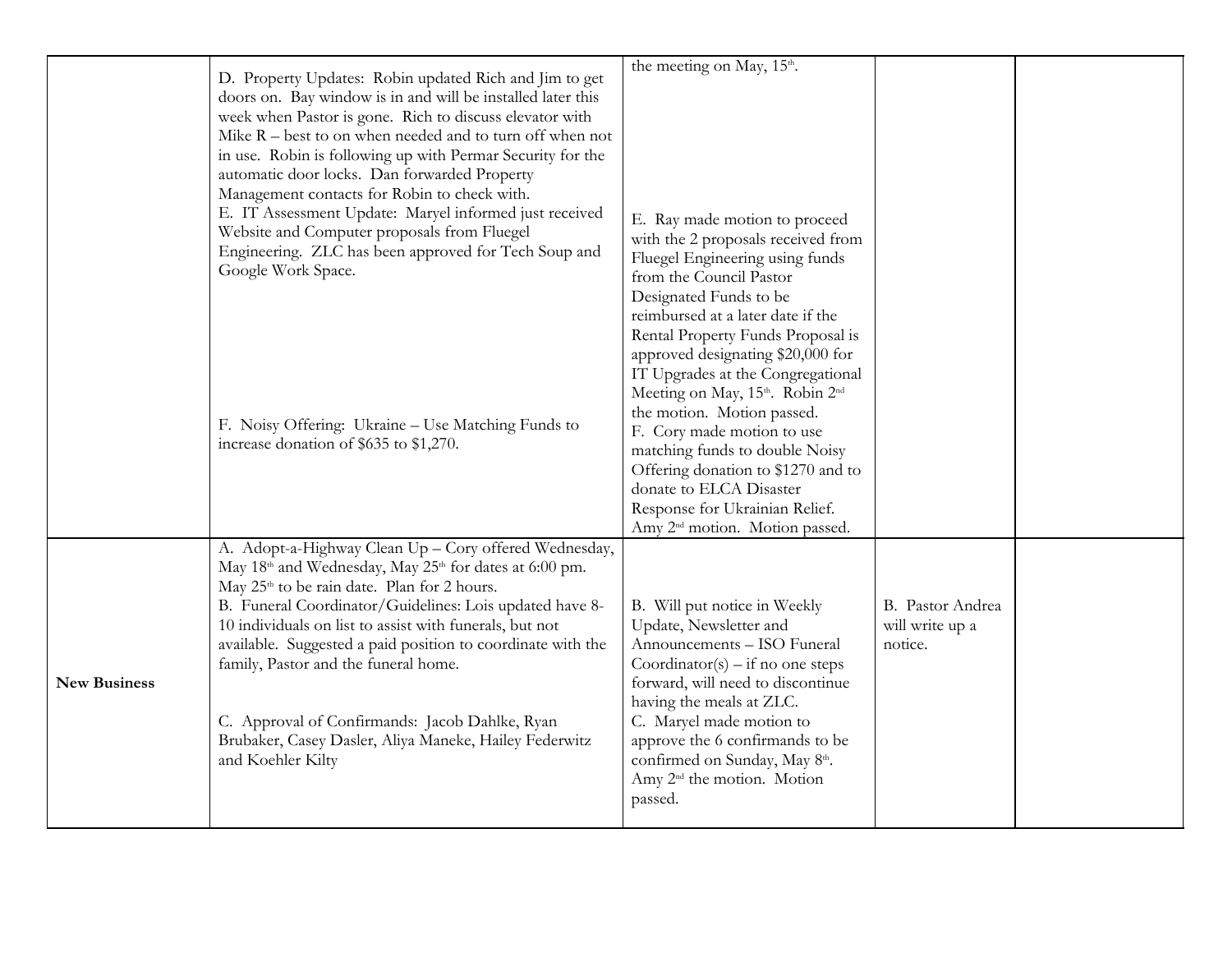| | | | | |
|---|---|---|---|---|
| | D. Property Updates: Robin updated Rich and Jim to get doors on. Bay window is in and will be installed later this week when Pastor is gone. Rich to discuss elevator with Mike R – best to on when needed and to turn off when not in use. Robin is following up with Permar Security for the automatic door locks. Dan forwarded Property Management contacts for Robin to check with.<br>E. IT Assessment Update: Maryel informed just received Website and Computer proposals from Fluegel Engineering. ZLC has been approved for Tech Soup and Google Work Space.<br><br>F. Noisy Offering: Ukraine – Use Matching Funds to increase donation of $635 to $1,270. | the meeting on May, 15th.<br><br>E. Ray made motion to proceed with the 2 proposals received from Fluegel Engineering using funds from the Council Pastor Designated Funds to be reimbursed at a later date if the Rental Property Funds Proposal is approved designating $20,000 for IT Upgrades at the Congregational Meeting on May, 15th. Robin 2nd the motion. Motion passed.<br>F. Cory made motion to use matching funds to double Noisy Offering donation to $1270 and to donate to ELCA Disaster Response for Ukrainian Relief. Amy 2nd motion. Motion passed. | | |
| **New Business** | A. Adopt-a-Highway Clean Up – Cory offered Wednesday, May 18th and Wednesday, May 25th for dates at 6:00 pm. May 25th to be rain date. Plan for 2 hours.<br>B. Funeral Coordinator/Guidelines: Lois updated have 8-10 individuals on list to assist with funerals, but not available. Suggested a paid position to coordinate with the family, Pastor and the funeral home.<br><br>C. Approval of Confirmands: Jacob Dahlke, Ryan Brubaker, Casey Dasler, Aliya Maneke, Hailey Federwitz and Koehler Kilty | B. Will put notice in Weekly Update, Newsletter and Announcements – ISO Funeral Coordinator(s) – if no one steps forward, will need to discontinue having the meals at ZLC.<br>C. Maryel made motion to approve the 6 confirmands to be confirmed on Sunday, May 8th. Amy 2nd the motion. Motion passed. | B. Pastor Andrea will write up a notice. | |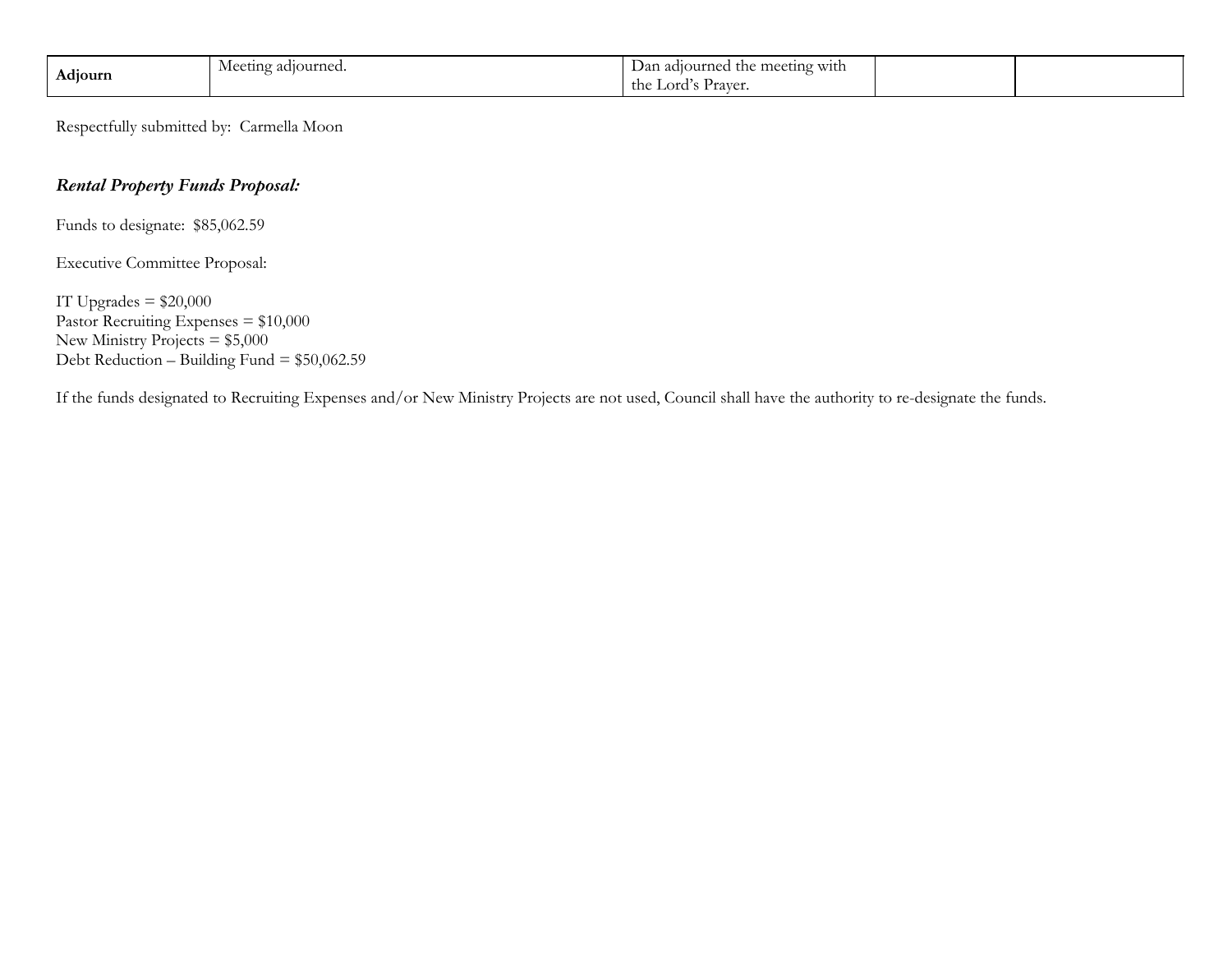| | | | | |
|---|---|---|---|---|
| **Adjourn** | Meeting adjourned. | Dan adjourned the meeting with the Lord's Prayer. | | |

Respectfully submitted by: Carmella Moon

***Rental Property Funds Proposal:***

Funds to designate: $85,062.59

Executive Committee Proposal:

IT Upgrades = $20,000
Pastor Recruiting Expenses = $10,000
New Ministry Projects = $5,000
Debt Reduction – Building Fund = $50,062.59

If the funds designated to Recruiting Expenses and/or New Ministry Projects are not used, Council shall have the authority to re-designate the funds.